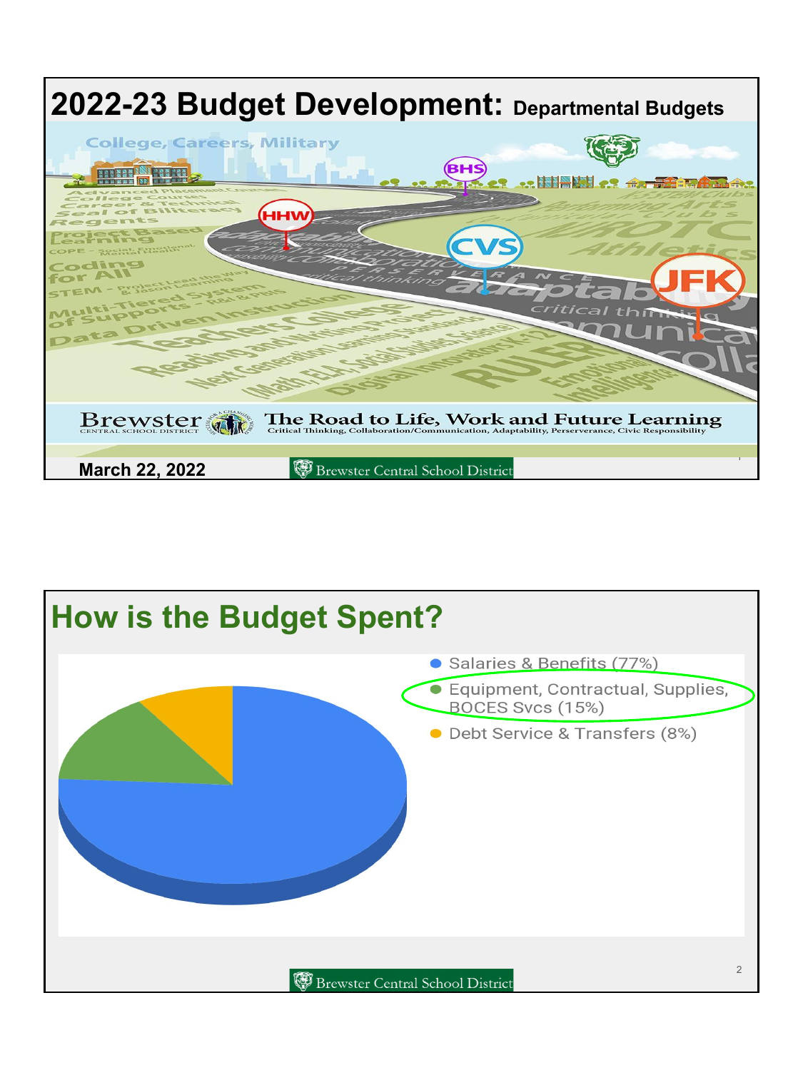# 2022-23 Budget Development: Departmental Budgets

Brewster Central School District

The Road to Life, Work and Future Learning

Critical Thinking, Collaboration/Communication, Adaptability, Perserverance, Civic Responsibility

March 22, 2022

# How is the Budget Spent?

- Salaries & Benefits (77%)
- Equipment, Contractual, Supplies, BOCES Svcs (15%)
- Debt Service & Transfers (8%)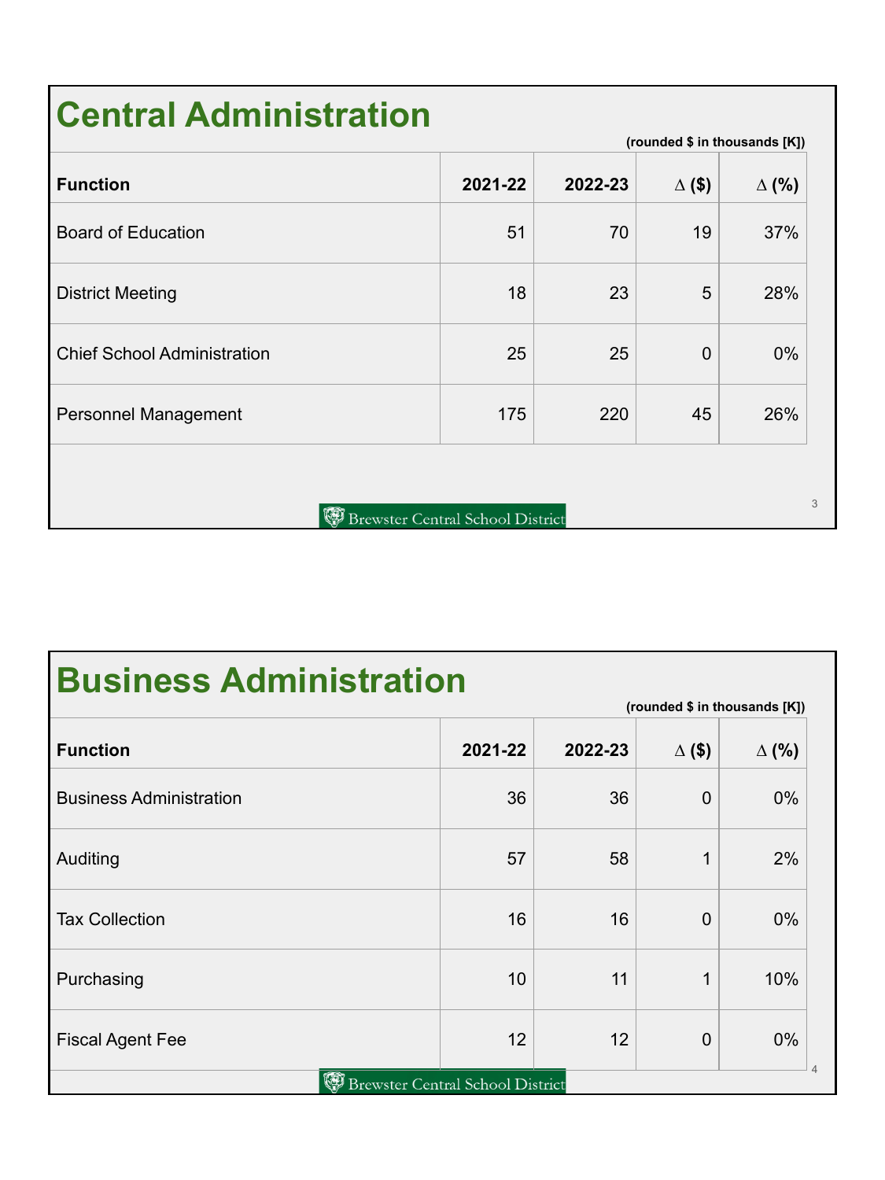# Central Administration

(rounded $ in thousands [K])

| Function | 2021-22 | 2022-23 | ∆ ($) | ∆ (%) |
|---|---|---|---|---|
| Board of Education | 51 | 70 | 19 | 37% |
| District Meeting | 18 | 23 | 5 | 28% |
| Chief School Administration | 25 | 25 | 0 | 0% |
| Personnel Management | 175 | 220 | 45 | 26% |

Brewster Central School District

# Business Administration

(rounded $ in thousands [K])

| Function | 2021-22 | 2022-23 | ∆ ($) | ∆ (%) |
|---|---|---|---|---|
| Business Administration | 36 | 36 | 0 | 0% |
| Auditing | 57 | 58 | 1 | 2% |
| Tax Collection | 16 | 16 | 0 | 0% |
| Purchasing | 10 | 11 | 1 | 10% |
| Fiscal Agent Fee | 12 | 12 | 0 | 0% |

Brewster Central School District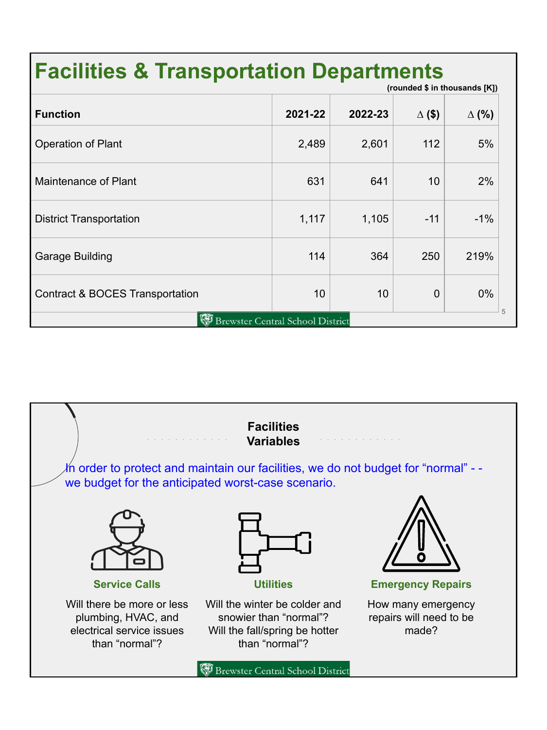# Facilities & Transportation Departments

(rounded $ in thousands [K])

| Function | 2021-22 | 2022-23 | ∆ ($) | ∆ (%) |
|---|---|---|---|---|
| Operation of Plant | 2,489 | 2,601 | 112 | 5% |
| Maintenance of Plant | 631 | 641 | 10 | 2% |
| District Transportation | 1,117 | 1,105 | -11 | -1% |
| Garage Building | 114 | 364 | 250 | 219% |
| Contract & BOCES Transportation | 10 | 10 | 0 | 0% |

Brewster Central School District

## Facilities Variables

In order to protect and maintain our facilities, we do not budget for "normal" - - we budget for the anticipated worst-case scenario.

**Service Calls**

Will there be more or less plumbing, HVAC, and electrical service issues than "normal"?

**Utilities**

Will the winter be colder and snowier than "normal"? Will the fall/spring be hotter than "normal"?

**Emergency Repairs**

How many emergency repairs will need to be made?

Brewster Central School District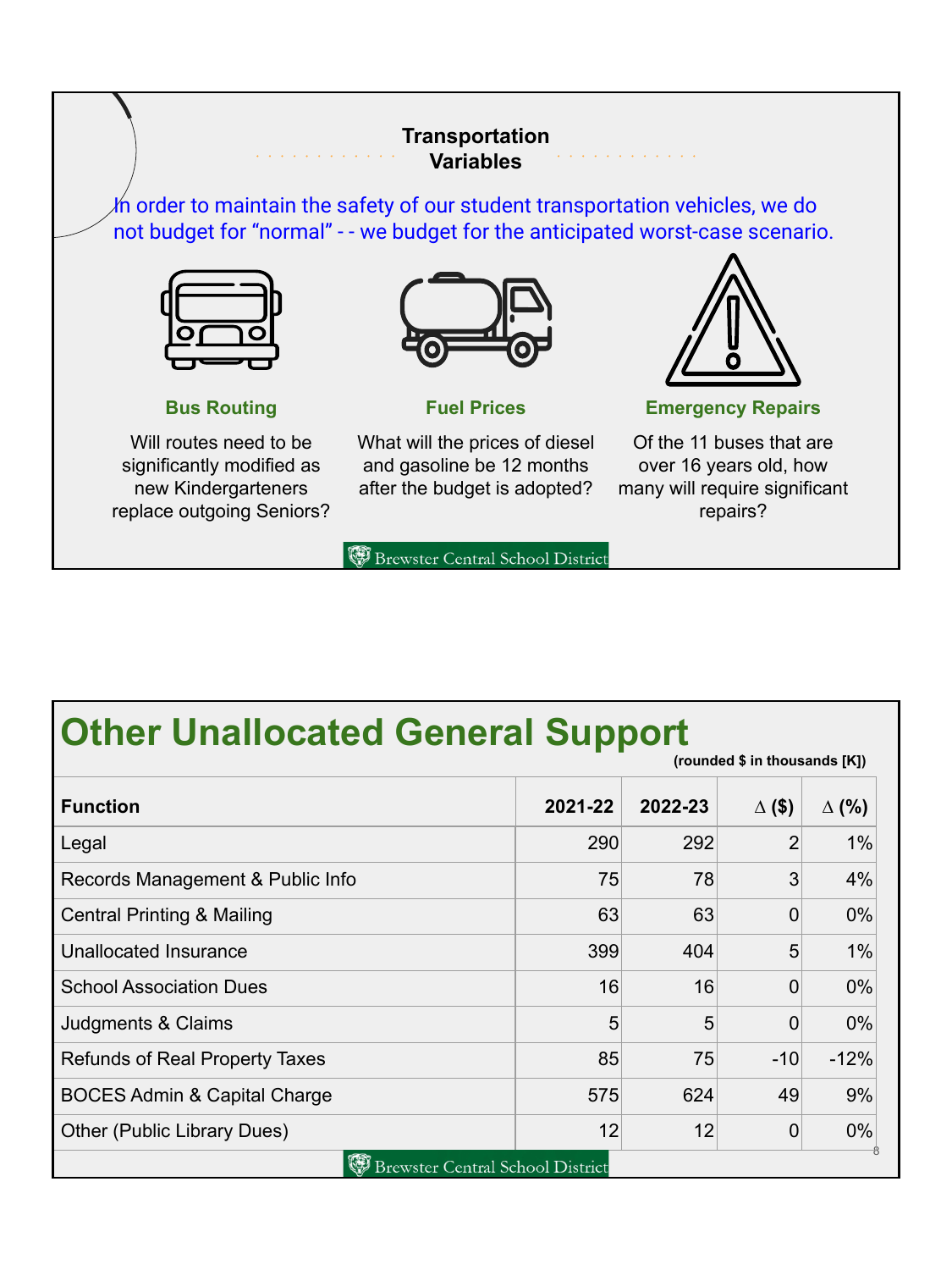## Transportation Variables

In order to maintain the safety of our student transportation vehicles, we do not budget for “normal” - - we budget for the anticipated worst-case scenario.

**Bus Routing**

Will routes need to be significantly modified as new Kindergarteners replace outgoing Seniors?

**Fuel Prices**

What will the prices of diesel and gasoline be 12 months after the budget is adopted?

**Emergency Repairs**

Of the 11 buses that are over 16 years old, how many will require significant repairs?

Brewster Central School District

## Other Unallocated General Support

(rounded $ in thousands [K])

| Function | 2021-22 | 2022-23 | ∆ ($) | ∆ (%) |
|---|---|---|---|---|
| Legal | 290 | 292 | 2 | 1% |
| Records Management & Public Info | 75 | 78 | 3 | 4% |
| Central Printing & Mailing | 63 | 63 | 0 | 0% |
| Unallocated Insurance | 399 | 404 | 5 | 1% |
| School Association Dues | 16 | 16 | 0 | 0% |
| Judgments & Claims | 5 | 5 | 0 | 0% |
| Refunds of Real Property Taxes | 85 | 75 | -10 | -12% |
| BOCES Admin & Capital Charge | 575 | 624 | 49 | 9% |
| Other (Public Library Dues) | 12 | 12 | 0 | 0% |

Brewster Central School District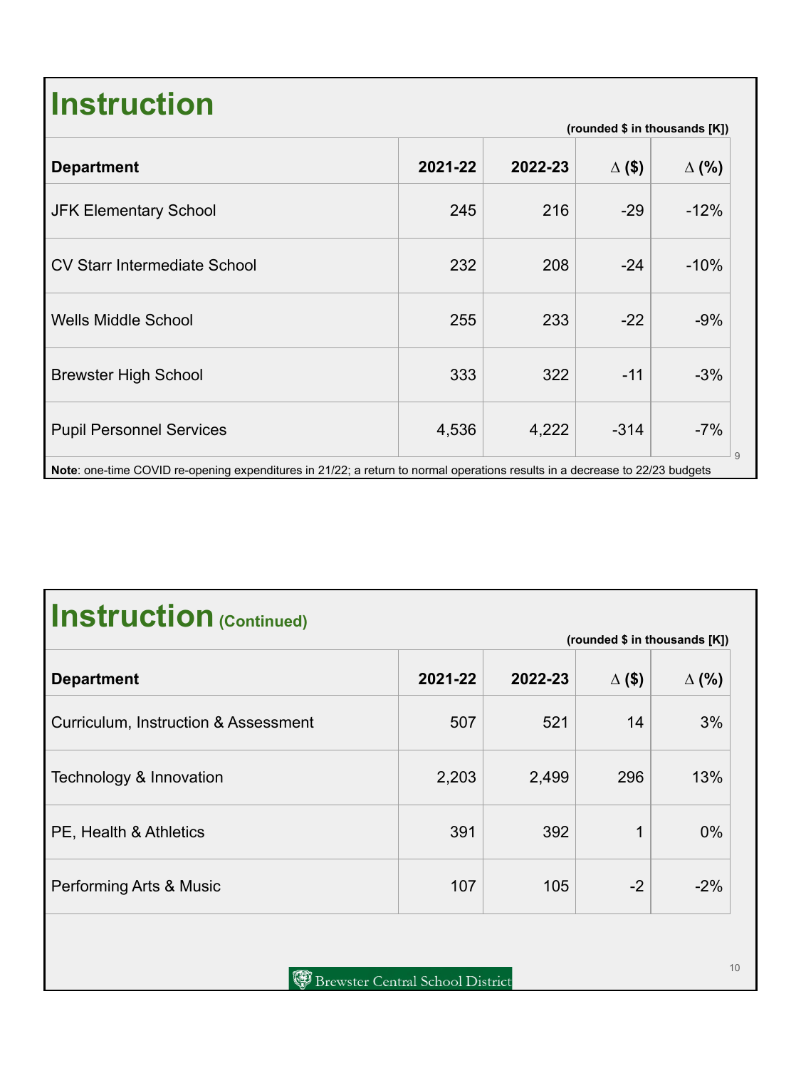# Instruction

**(rounded $ in thousands [K])**

| Department | 2021-22 | 2022-23 | ∆ ($) | ∆ (%) |
|---|---|---|---|---|
| JFK Elementary School | 245 | 216 | -29 | -12% |
| CV Starr Intermediate School | 232 | 208 | -24 | -10% |
| Wells Middle School | 255 | 233 | -22 | -9% |
| Brewster High School | 333 | 322 | -11 | -3% |
| Pupil Personnel Services | 4,536 | 4,222 | -314 | -7% |

**Note**: one-time COVID re-opening expenditures in 21/22; a return to normal operations results in a decrease to 22/23 budgets

# Instruction (Continued)

**(rounded $ in thousands [K])**

| Department | 2021-22 | 2022-23 | ∆ ($) | ∆ (%) |
|---|---|---|---|---|
| Curriculum, Instruction & Assessment | 507 | 521 | 14 | 3% |
| Technology & Innovation | 2,203 | 2,499 | 296 | 13% |
| PE, Health & Athletics | 391 | 392 | 1 | 0% |
| Performing Arts & Music | 107 | 105 | -2 | -2% |

Brewster Central School District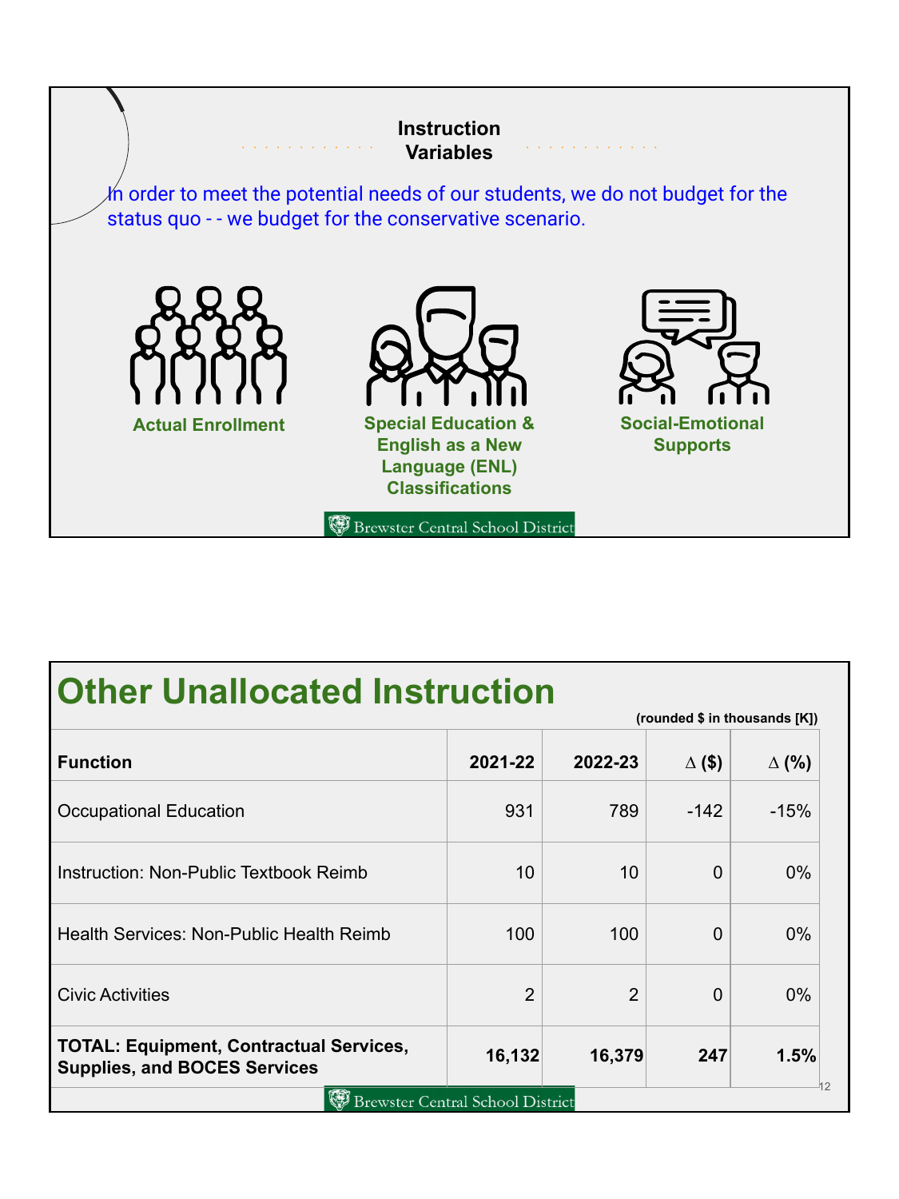## Instruction Variables

In order to meet the potential needs of our students, we do not budget for the status quo - - we budget for the conservative scenario.

**Actual Enrollment**

**Special Education & English as a New Language (ENL) Classifications**

**Social-Emotional Supports**

# Other Unallocated Instruction

**(rounded $ in thousands [K])**

| Function | 2021-22 | 2022-23 | ∆ ($) | ∆ (%) |
|---|---|---|---|---|
| Occupational Education | 931 | 789 | -142 | -15% |
| Instruction: Non-Public Textbook Reimb | 10 | 10 | 0 | 0% |
| Health Services: Non-Public Health Reimb | 100 | 100 | 0 | 0% |
| Civic Activities | 2 | 2 | 0 | 0% |
| **TOTAL: Equipment, Contractual Services, Supplies, and BOCES Services** | **16,132** | **16,379** | **247** | **1.5%** |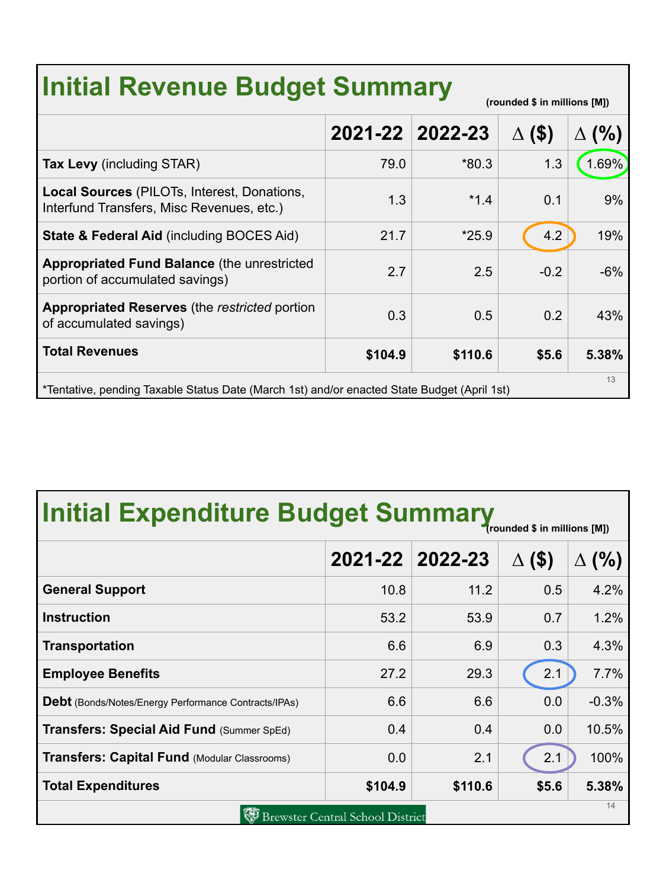## Initial Revenue Budget Summary

(rounded $ in millions [M])

| | 2021-22 | 2022-23 | Δ ($) | Δ (%) |
|---|---|---|---|---|
| **Tax Levy** (including STAR) | 79.0 | *80.3 | 1.3 | 1.69% |
| **Local Sources** (PILOTs, Interest, Donations, Interfund Transfers, Misc Revenues, etc.) | 1.3 | *1.4 | 0.1 | 9% |
| **State & Federal Aid** (including BOCES Aid) | 21.7 | *25.9 | 4.2 | 19% |
| **Appropriated Fund Balance** (the unrestricted portion of accumulated savings) | 2.7 | 2.5 | -0.2 | -6% |
| **Appropriated Reserves** (the *restricted* portion of accumulated savings) | 0.3 | 0.5 | 0.2 | 43% |
| **Total Revenues** | **$104.9** | **$110.6** | **$5.6** | **5.38%** |

*Tentative, pending Taxable Status Date (March 1st) and/or enacted State Budget (April 1st)

## Initial Expenditure Budget Summary

(rounded $ in millions [M])

| | 2021-22 | 2022-23 | Δ ($) | Δ (%) |
|---|---|---|---|---|
| **General Support** | 10.8 | 11.2 | 0.5 | 4.2% |
| **Instruction** | 53.2 | 53.9 | 0.7 | 1.2% |
| **Transportation** | 6.6 | 6.9 | 0.3 | 4.3% |
| **Employee Benefits** | 27.2 | 29.3 | 2.1 | 7.7% |
| **Debt** (Bonds/Notes/Energy Performance Contracts/IPAs) | 6.6 | 6.6 | 0.0 | -0.3% |
| **Transfers: Special Aid Fund** (Summer SpEd) | 0.4 | 0.4 | 0.0 | 10.5% |
| **Transfers: Capital Fund** (Modular Classrooms) | 0.0 | 2.1 | 2.1 | 100% |
| **Total Expenditures** | **$104.9** | **$110.6** | **$5.6** | **5.38%** |

Brewster Central School District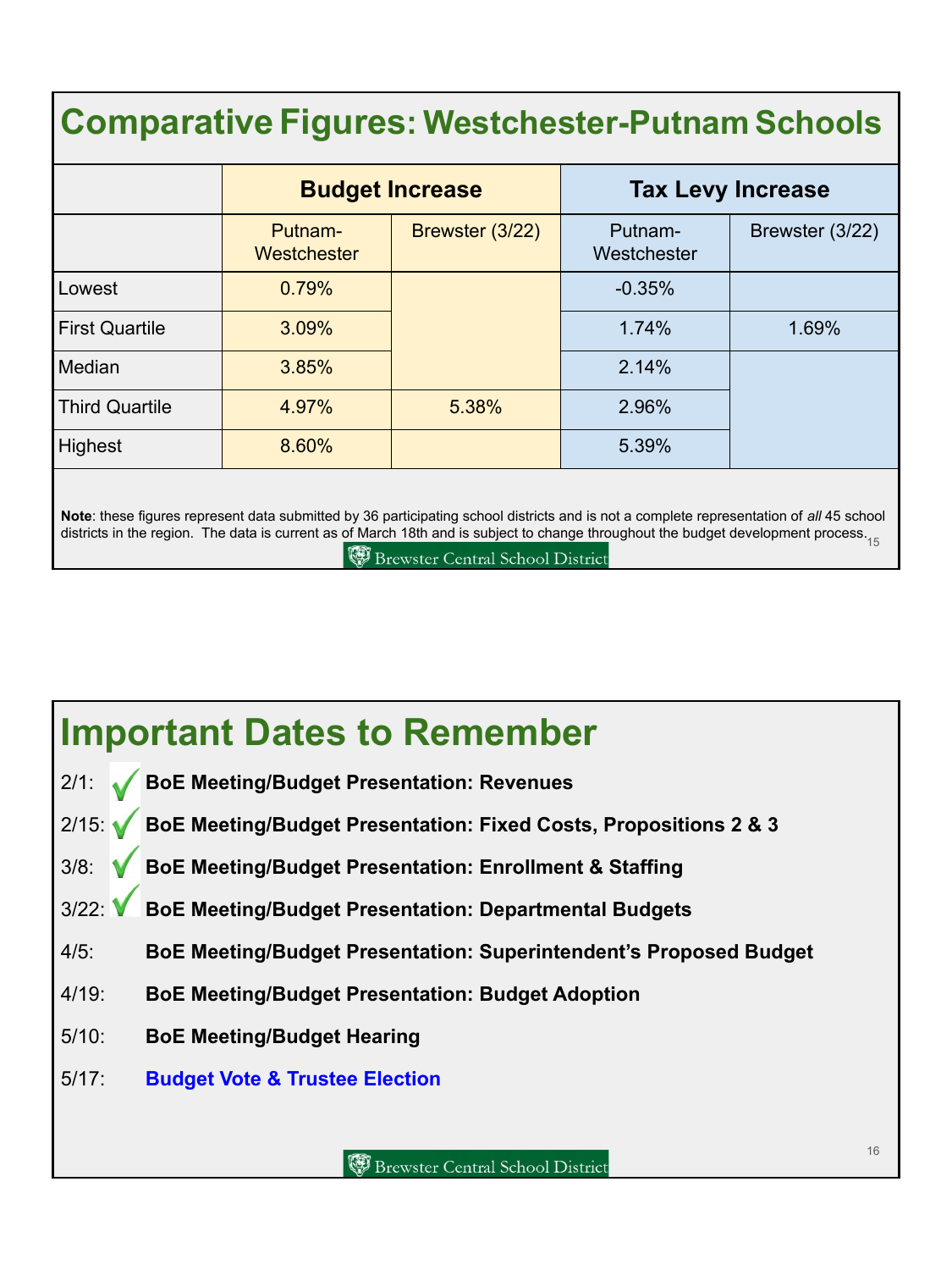# Comparative Figures: Westchester-Putnam Schools

| | Budget Increase | | Tax Levy Increase | |
|---|---|---|---|---|
| | Putnam-Westchester | Brewster (3/22) | Putnam-Westchester | Brewster (3/22) |
| Lowest | 0.79% | | -0.35% | |
| First Quartile | 3.09% | | 1.74% | 1.69% |
| Median | 3.85% | | 2.14% | |
| Third Quartile | 4.97% | 5.38% | 2.96% | |
| Highest | 8.60% | | 5.39% | |

**Note**: these figures represent data submitted by 36 participating school districts and is not a complete representation of *all* 45 school districts in the region. The data is current as of March 18th and is subject to change throughout the budget development process.

Brewster Central School District

# Important Dates to Remember

- 2/1: ✓ **BoE Meeting/Budget Presentation: Revenues**
- 2/15: ✓ **BoE Meeting/Budget Presentation: Fixed Costs, Propositions 2 & 3**
- 3/8: ✓ **BoE Meeting/Budget Presentation: Enrollment & Staffing**
- 3/22: ✓ **BoE Meeting/Budget Presentation: Departmental Budgets**
- 4/5: **BoE Meeting/Budget Presentation: Superintendent's Proposed Budget**
- 4/19: **BoE Meeting/Budget Presentation: Budget Adoption**
- 5/10: **BoE Meeting/Budget Hearing**
- 5/17: **Budget Vote & Trustee Election**

Brewster Central School District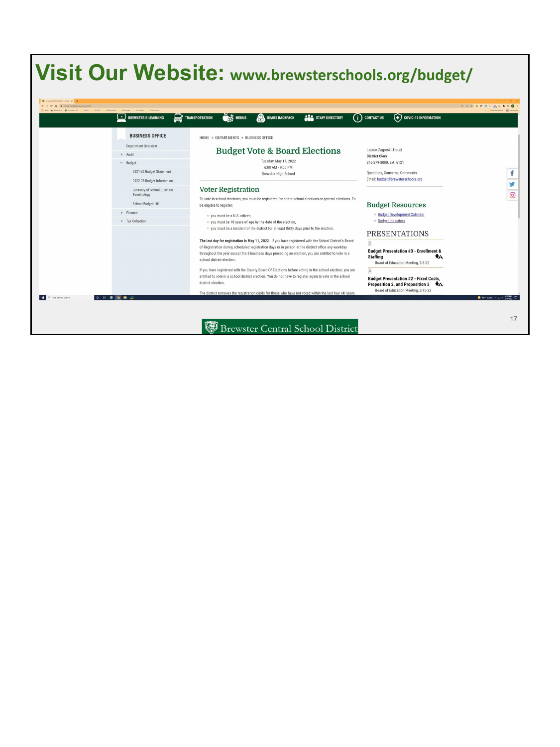# Visit Our Website: www.brewsterschools.org/budget/

BREWSTER E-LEARNING | TRANSPORTATION | MENUS | BEARS BACKPACK | STAFF DIRECTORY | CONTACT US | COVID-19 INFORMATION

**BUSINESS OFFICE**

- Department Overview
- Audit
- Budget
  - 2021-22 Budget Statement
  - 2022-23 Budget Information
  - Glossary of School Business Terminology
  - School Budget 101
- Finance
- Tax Collection

HOME > DEPARTMENTS > BUSINESS OFFICE

## Budget Vote & Board Elections

Tuesday, May 17, 2022
6:00 AM - 9:00 PM
Brewster High School

## Voter Registration

To vote in school elections, you must be registered for either school elections or general elections. To be eligible to register:

- you must be a U.S. citizen,
- you must be 18 years of age by the date of the election,
- you must be a resident of the district for at least thirty days prior to the election.

**The last day for registration is May 11, 2022.** If you have registered with the School District's Board of Registration during scheduled registration days or in person at the district office any weekday throughout the year except the 5 business days preceding an election, you are entitled to vote in a school district election.

If you have registered with the County Board Of Elections before voting in the school election, you are entitled to vote in a school district election. You do not have to register again to vote in the school district election.

The district removes the registration cards for those who have not voted within the last four (4) years.

Lauren Zagorski-Treuel
**District Clerk**
845-279-8000, ext. 6121

Questions, Concerns, Comments
Email: budget@brewsterschools.org

## Budget Resources

- Budget Development Calendar
- Budget Indicators

## PRESENTATIONS

**Budget Presentation #3 - Enrollment & Staffing**
Board of Education Meeting, 3-8-22

**Budget Presentation #2 - Fixed Costs, Proposition 2, and Proposition 3**
Board of Education Meeting, 2-15-22

Brewster Central School District